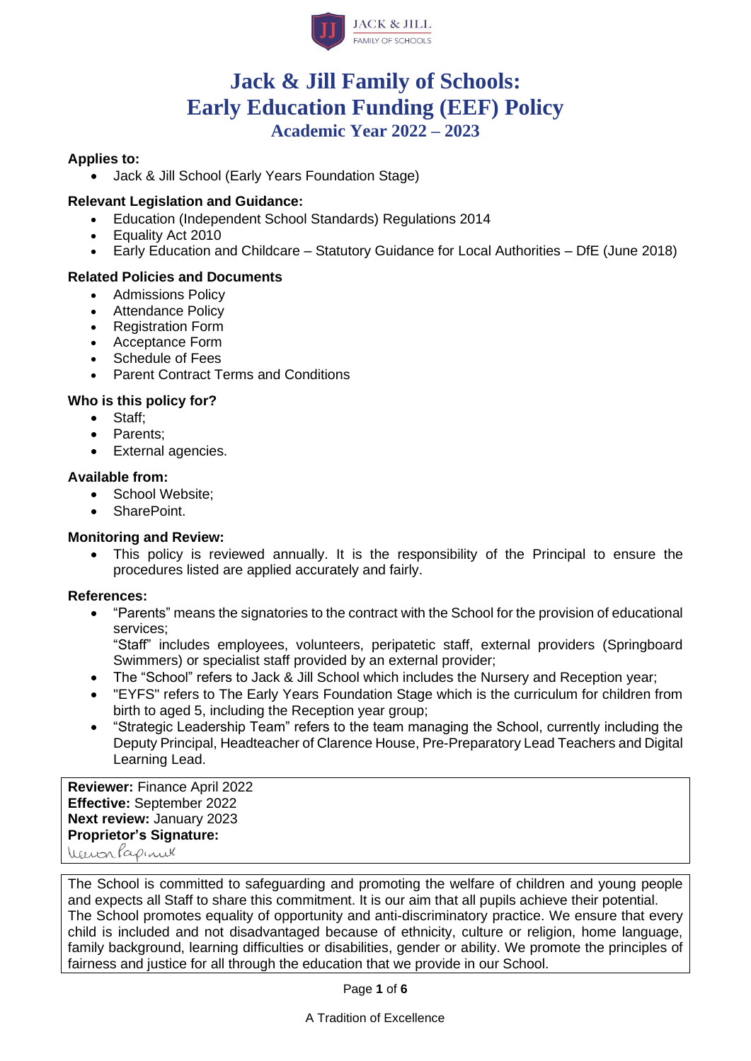# Jack & Jill Family of Schools: Early Education Funding (EEF) Policy

## Academic Year 2022 – 2023

**Applies to:**

- Jack & Jill School (Early Years Foundation Stage)

**Relevant Legislation and Guidance:**

- Education (Independent School Standards) Regulations 2014
- Equality Act 2010
- Early Education and Childcare – Statutory Guidance for Local Authorities – DfE (June 2018)

**Related Policies and Documents**

- Admissions Policy
- Attendance Policy
- Registration Form
- Acceptance Form
- Schedule of Fees
- Parent Contract Terms and Conditions

**Who is this policy for?**

- Staff;
- Parents;
- External agencies.

**Available from:**

- School Website;
- SharePoint.

**Monitoring and Review:**

- This policy is reviewed annually. It is the responsibility of the Principal to ensure the procedures listed are applied accurately and fairly.

**References:**

- "Parents" means the signatories to the contract with the School for the provision of educational services;
  "Staff" includes employees, volunteers, peripatetic staff, external providers (Springboard Swimmers) or specialist staff provided by an external provider;
- The "School" refers to Jack & Jill School which includes the Nursery and Reception year;
- "EYFS" refers to The Early Years Foundation Stage which is the curriculum for children from birth to aged 5, including the Reception year group;
- "Strategic Leadership Team" refers to the team managing the School, currently including the Deputy Principal, Headteacher of Clarence House, Pre-Preparatory Lead Teachers and Digital Learning Lead.

**Reviewer:** Finance April 2022
**Effective:** September 2022
**Next review:** January 2023
**Proprietor's Signature:**
Kieron Papinuk

The School is committed to safeguarding and promoting the welfare of children and young people and expects all Staff to share this commitment. It is our aim that all pupils achieve their potential. The School promotes equality of opportunity and anti-discriminatory practice. We ensure that every child is included and not disadvantaged because of ethnicity, culture or religion, home language, family background, learning difficulties or disabilities, gender or ability. We promote the principles of fairness and justice for all through the education that we provide in our School.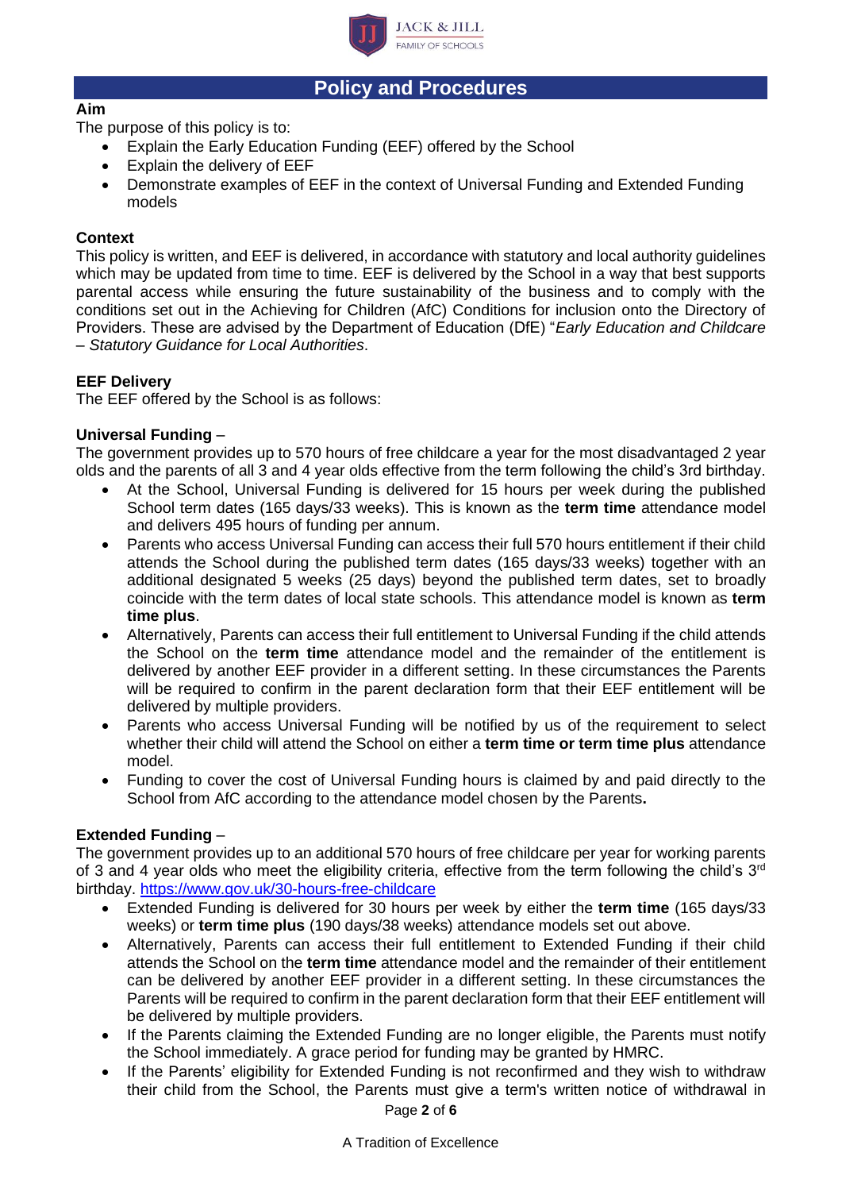## Policy and Procedures

**Aim**

The purpose of this policy is to:

- Explain the Early Education Funding (EEF) offered by the School
- Explain the delivery of EEF
- Demonstrate examples of EEF in the context of Universal Funding and Extended Funding models

**Context**

This policy is written, and EEF is delivered, in accordance with statutory and local authority guidelines which may be updated from time to time. EEF is delivered by the School in a way that best supports parental access while ensuring the future sustainability of the business and to comply with the conditions set out in the Achieving for Children (AfC) Conditions for inclusion onto the Directory of Providers. These are advised by the Department of Education (DfE) "*Early Education and Childcare – Statutory Guidance for Local Authorities*.

**EEF Delivery**

The EEF offered by the School is as follows:

**Universal Funding** –

The government provides up to 570 hours of free childcare a year for the most disadvantaged 2 year olds and the parents of all 3 and 4 year olds effective from the term following the child's 3rd birthday.

- At the School, Universal Funding is delivered for 15 hours per week during the published School term dates (165 days/33 weeks). This is known as the **term time** attendance model and delivers 495 hours of funding per annum.
- Parents who access Universal Funding can access their full 570 hours entitlement if their child attends the School during the published term dates (165 days/33 weeks) together with an additional designated 5 weeks (25 days) beyond the published term dates, set to broadly coincide with the term dates of local state schools. This attendance model is known as **term time plus**.
- Alternatively, Parents can access their full entitlement to Universal Funding if the child attends the School on the **term time** attendance model and the remainder of the entitlement is delivered by another EEF provider in a different setting. In these circumstances the Parents will be required to confirm in the parent declaration form that their EEF entitlement will be delivered by multiple providers.
- Parents who access Universal Funding will be notified by us of the requirement to select whether their child will attend the School on either a **term time or term time plus** attendance model.
- Funding to cover the cost of Universal Funding hours is claimed by and paid directly to the School from AfC according to the attendance model chosen by the Parents**.**

**Extended Funding** –

The government provides up to an additional 570 hours of free childcare per year for working parents of 3 and 4 year olds who meet the eligibility criteria, effective from the term following the child's 3rd birthday. https://www.gov.uk/30-hours-free-childcare

- Extended Funding is delivered for 30 hours per week by either the **term time** (165 days/33 weeks) or **term time plus** (190 days/38 weeks) attendance models set out above.
- Alternatively, Parents can access their full entitlement to Extended Funding if their child attends the School on the **term time** attendance model and the remainder of their entitlement can be delivered by another EEF provider in a different setting. In these circumstances the Parents will be required to confirm in the parent declaration form that their EEF entitlement will be delivered by multiple providers.
- If the Parents claiming the Extended Funding are no longer eligible, the Parents must notify the School immediately. A grace period for funding may be granted by HMRC.
- If the Parents' eligibility for Extended Funding is not reconfirmed and they wish to withdraw their child from the School, the Parents must give a term's written notice of withdrawal in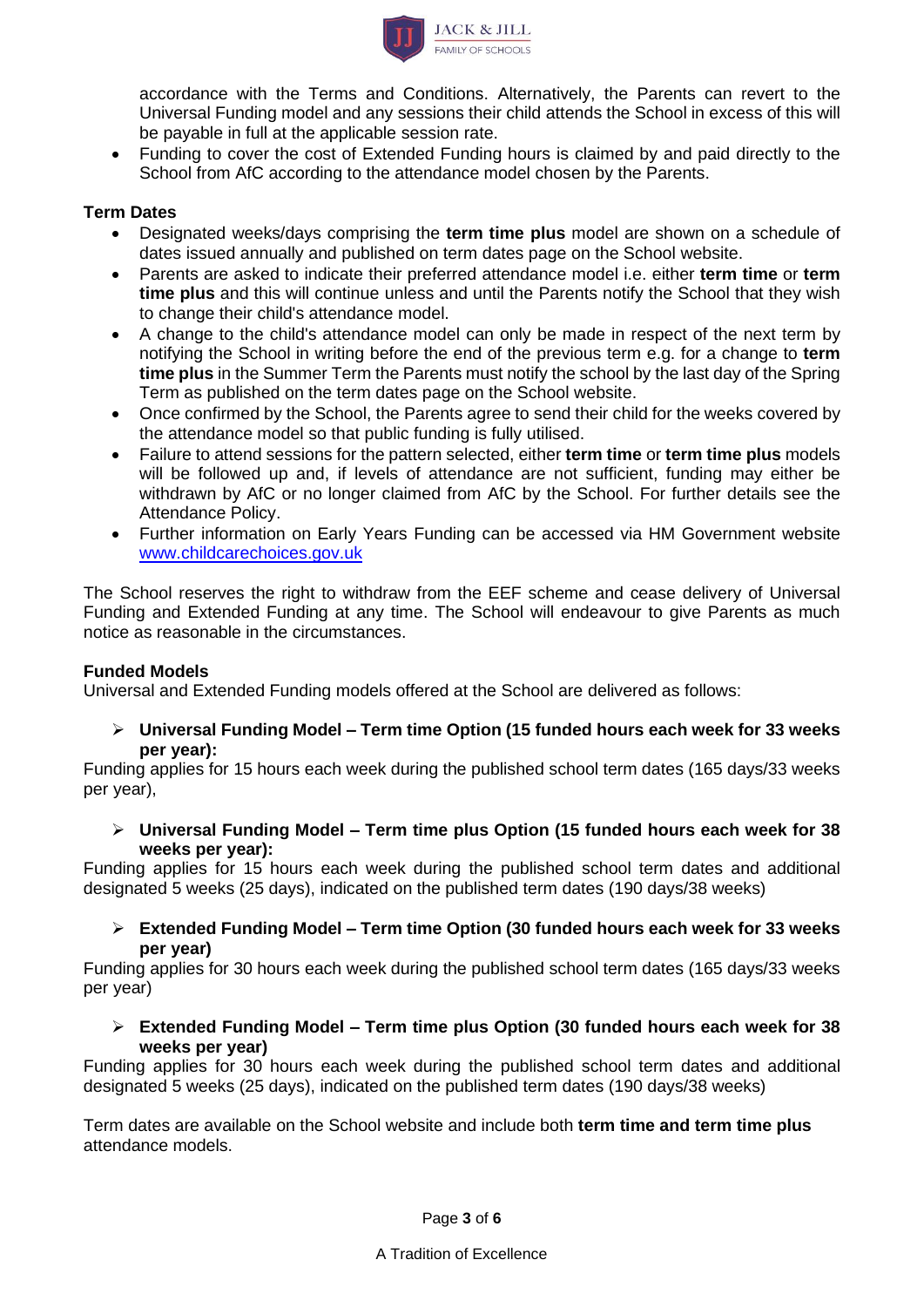accordance with the Terms and Conditions. Alternatively, the Parents can revert to the Universal Funding model and any sessions their child attends the School in excess of this will be payable in full at the applicable session rate.

- Funding to cover the cost of Extended Funding hours is claimed by and paid directly to the School from AfC according to the attendance model chosen by the Parents.

**Term Dates**

- Designated weeks/days comprising the **term time plus** model are shown on a schedule of dates issued annually and published on term dates page on the School website.
- Parents are asked to indicate their preferred attendance model i.e. either **term time** or **term time plus** and this will continue unless and until the Parents notify the School that they wish to change their child's attendance model.
- A change to the child's attendance model can only be made in respect of the next term by notifying the School in writing before the end of the previous term e.g. for a change to **term time plus** in the Summer Term the Parents must notify the school by the last day of the Spring Term as published on the term dates page on the School website.
- Once confirmed by the School, the Parents agree to send their child for the weeks covered by the attendance model so that public funding is fully utilised.
- Failure to attend sessions for the pattern selected, either **term time** or **term time plus** models will be followed up and, if levels of attendance are not sufficient, funding may either be withdrawn by AfC or no longer claimed from AfC by the School. For further details see the Attendance Policy.
- Further information on Early Years Funding can be accessed via HM Government website [www.childcarechoices.gov.uk](http://www.childcarechoices.gov.uk)

The School reserves the right to withdraw from the EEF scheme and cease delivery of Universal Funding and Extended Funding at any time. The School will endeavour to give Parents as much notice as reasonable in the circumstances.

**Funded Models**

Universal and Extended Funding models offered at the School are delivered as follows:

- **Universal Funding Model – Term time Option (15 funded hours each week for 33 weeks per year):**

Funding applies for 15 hours each week during the published school term dates (165 days/33 weeks per year),

- **Universal Funding Model – Term time plus Option (15 funded hours each week for 38 weeks per year):**

Funding applies for 15 hours each week during the published school term dates and additional designated 5 weeks (25 days), indicated on the published term dates (190 days/38 weeks)

- **Extended Funding Model – Term time Option (30 funded hours each week for 33 weeks per year)**

Funding applies for 30 hours each week during the published school term dates (165 days/33 weeks per year)

- **Extended Funding Model – Term time plus Option (30 funded hours each week for 38 weeks per year)**

Funding applies for 30 hours each week during the published school term dates and additional designated 5 weeks (25 days), indicated on the published term dates (190 days/38 weeks)

Term dates are available on the School website and include both **term time and term time plus** attendance models.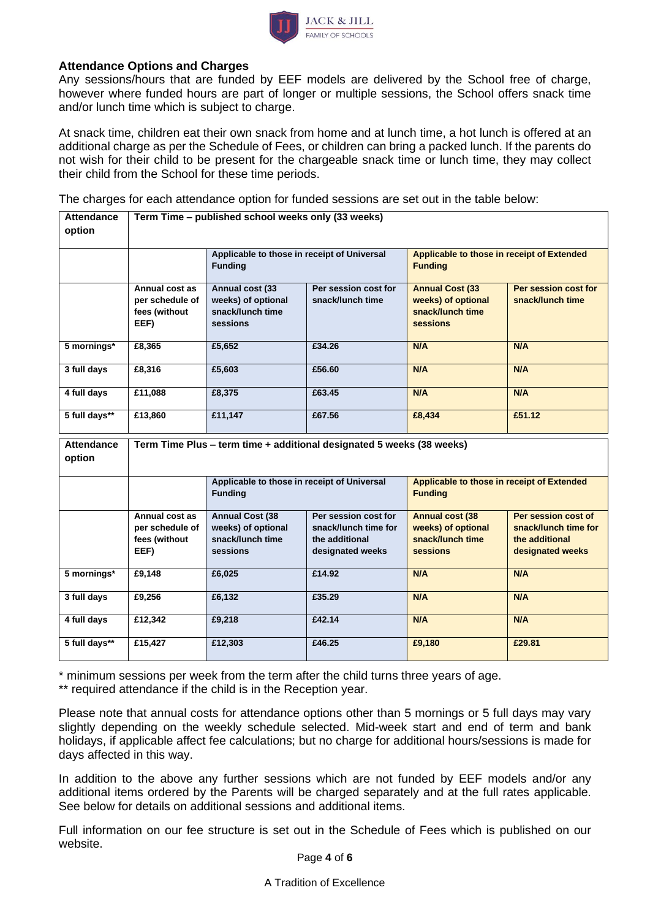## Attendance Options and Charges

Any sessions/hours that are funded by EEF models are delivered by the School free of charge, however where funded hours are part of longer or multiple sessions, the School offers snack time and/or lunch time which is subject to charge.

At snack time, children eat their own snack from home and at lunch time, a hot lunch is offered at an additional charge as per the Schedule of Fees, or children can bring a packed lunch. If the parents do not wish for their child to be present for the chargeable snack time or lunch time, they may collect their child from the School for these time periods.

The charges for each attendance option for funded sessions are set out in the table below:

| Attendance option | Term Time – published school weeks only (33 weeks) | | | | |
|---|---|---|---|---|---|
| | | Applicable to those in receipt of Universal Funding | | Applicable to those in receipt of Extended Funding | |
| | Annual cost as per schedule of fees (without EEF) | Annual cost (33 weeks) of optional snack/lunch time sessions | Per session cost for snack/lunch time | Annual Cost (33 weeks) of optional snack/lunch time sessions | Per session cost for snack/lunch time |
| 5 mornings* | £8,365 | £5,652 | £34.26 | N/A | N/A |
| 3 full days | £8,316 | £5,603 | £56.60 | N/A | N/A |
| 4 full days | £11,088 | £8,375 | £63.45 | N/A | N/A |
| 5 full days** | £13,860 | £11,147 | £67.56 | £8,434 | £51.12 |

| Attendance option | Term Time Plus – term time + additional designated 5 weeks (38 weeks) | | | | |
|---|---|---|---|---|---|
| | | Applicable to those in receipt of Universal Funding | | Applicable to those in receipt of Extended Funding | |
| | Annual cost as per schedule of fees (without EEF) | Annual Cost (38 weeks) of optional snack/lunch time sessions | Per session cost for snack/lunch time for the additional designated weeks | Annual cost (38 weeks) of optional snack/lunch time sessions | Per session cost of snack/lunch time for the additional designated weeks |
| 5 mornings* | £9,148 | £6,025 | £14.92 | N/A | N/A |
| 3 full days | £9,256 | £6,132 | £35.29 | N/A | N/A |
| 4 full days | £12,342 | £9,218 | £42.14 | N/A | N/A |
| 5 full days** | £15,427 | £12,303 | £46.25 | £9,180 | £29.81 |

\* minimum sessions per week from the term after the child turns three years of age.
\** required attendance if the child is in the Reception year.

Please note that annual costs for attendance options other than 5 mornings or 5 full days may vary slightly depending on the weekly schedule selected. Mid-week start and end of term and bank holidays, if applicable affect fee calculations; but no charge for additional hours/sessions is made for days affected in this way.

In addition to the above any further sessions which are not funded by EEF models and/or any additional items ordered by the Parents will be charged separately and at the full rates applicable. See below for details on additional sessions and additional items.

Full information on our fee structure is set out in the Schedule of Fees which is published on our website.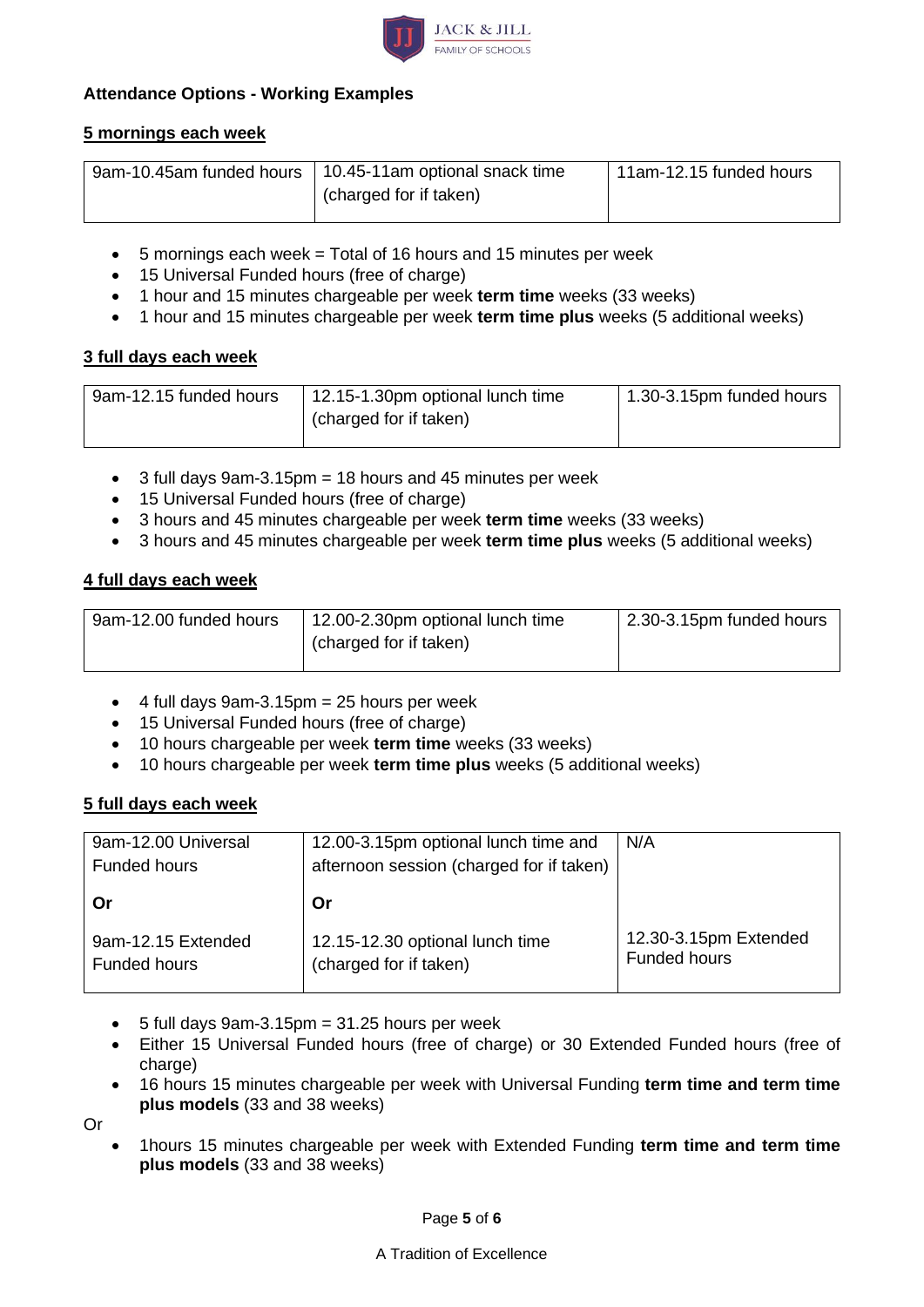**Attendance Options - Working Examples**

**5 mornings each week**

| 9am-10.45am funded hours | 10.45-11am optional snack time (charged for if taken) | 11am-12.15 funded hours |
|---|---|---|

- 5 mornings each week = Total of 16 hours and 15 minutes per week
- 15 Universal Funded hours (free of charge)
- 1 hour and 15 minutes chargeable per week **term time** weeks (33 weeks)
- 1 hour and 15 minutes chargeable per week **term time plus** weeks (5 additional weeks)

**3 full days each week**

| 9am-12.15 funded hours | 12.15-1.30pm optional lunch time (charged for if taken) | 1.30-3.15pm funded hours |
|---|---|---|

- 3 full days 9am-3.15pm = 18 hours and 45 minutes per week
- 15 Universal Funded hours (free of charge)
- 3 hours and 45 minutes chargeable per week **term time** weeks (33 weeks)
- 3 hours and 45 minutes chargeable per week **term time plus** weeks (5 additional weeks)

**4 full days each week**

| 9am-12.00 funded hours | 12.00-2.30pm optional lunch time (charged for if taken) | 2.30-3.15pm funded hours |
|---|---|---|

- 4 full days 9am-3.15pm = 25 hours per week
- 15 Universal Funded hours (free of charge)
- 10 hours chargeable per week **term time** weeks (33 weeks)
- 10 hours chargeable per week **term time plus** weeks (5 additional weeks)

**5 full days each week**

| 9am-12.00 Universal Funded hours | 12.00-3.15pm optional lunch time and afternoon session (charged for if taken) | N/A |
|---|---|---|
| **Or** | **Or** | |
| 9am-12.15 Extended Funded hours | 12.15-12.30 optional lunch time (charged for if taken) | 12.30-3.15pm Extended Funded hours |

- 5 full days 9am-3.15pm = 31.25 hours per week
- Either 15 Universal Funded hours (free of charge) or 30 Extended Funded hours (free of charge)
- 16 hours 15 minutes chargeable per week with Universal Funding **term time and term time plus models** (33 and 38 weeks)

Or

- 1hours 15 minutes chargeable per week with Extended Funding **term time and term time plus models** (33 and 38 weeks)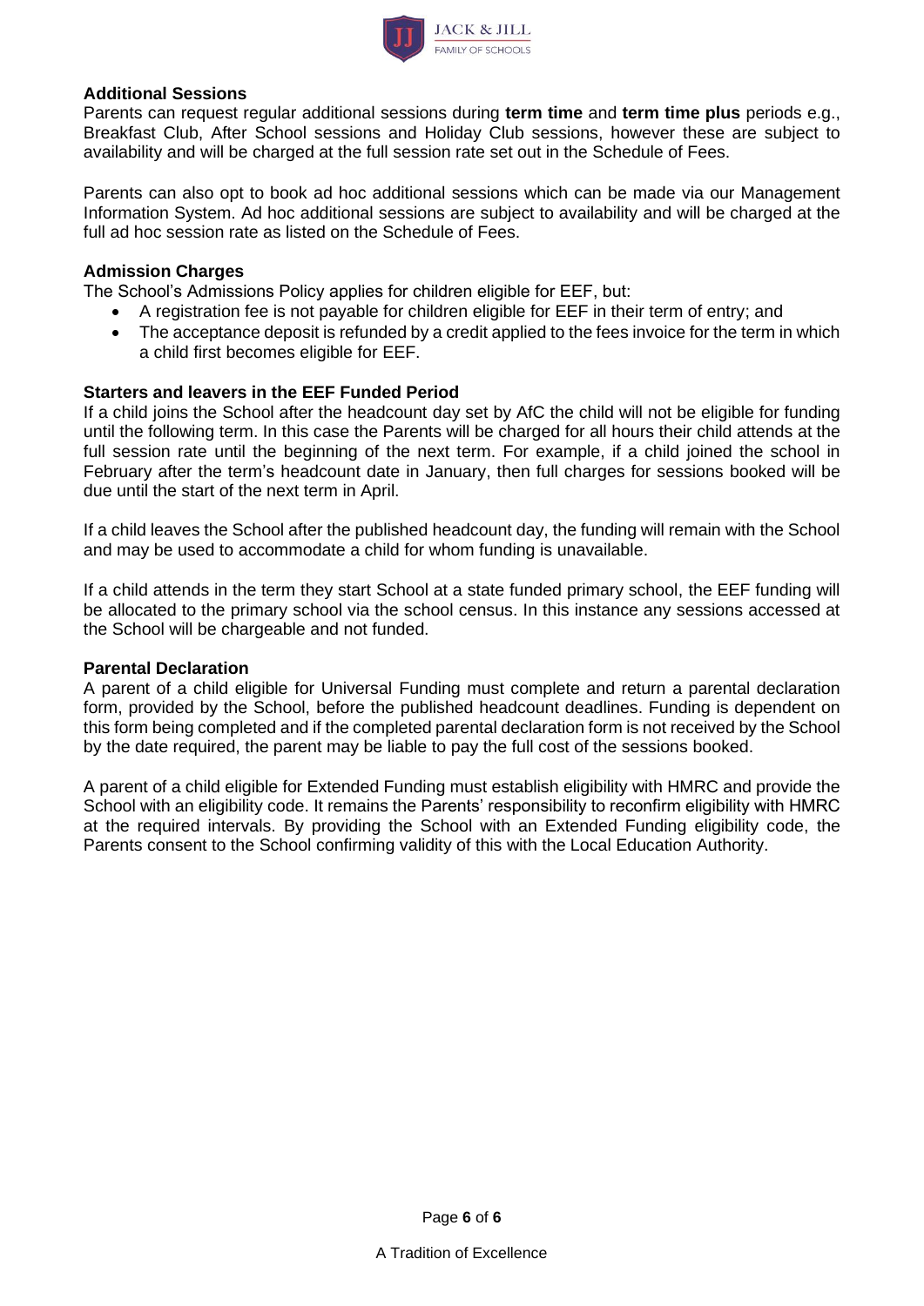### Additional Sessions

Parents can request regular additional sessions during **term time** and **term time plus** periods e.g., Breakfast Club, After School sessions and Holiday Club sessions, however these are subject to availability and will be charged at the full session rate set out in the Schedule of Fees.

Parents can also opt to book ad hoc additional sessions which can be made via our Management Information System. Ad hoc additional sessions are subject to availability and will be charged at the full ad hoc session rate as listed on the Schedule of Fees.

### Admission Charges

The School's Admissions Policy applies for children eligible for EEF, but:

- A registration fee is not payable for children eligible for EEF in their term of entry; and
- The acceptance deposit is refunded by a credit applied to the fees invoice for the term in which a child first becomes eligible for EEF.

### Starters and leavers in the EEF Funded Period

If a child joins the School after the headcount day set by AfC the child will not be eligible for funding until the following term. In this case the Parents will be charged for all hours their child attends at the full session rate until the beginning of the next term. For example, if a child joined the school in February after the term's headcount date in January, then full charges for sessions booked will be due until the start of the next term in April.

If a child leaves the School after the published headcount day, the funding will remain with the School and may be used to accommodate a child for whom funding is unavailable.

If a child attends in the term they start School at a state funded primary school, the EEF funding will be allocated to the primary school via the school census. In this instance any sessions accessed at the School will be chargeable and not funded.

### Parental Declaration

A parent of a child eligible for Universal Funding must complete and return a parental declaration form, provided by the School, before the published headcount deadlines. Funding is dependent on this form being completed and if the completed parental declaration form is not received by the School by the date required, the parent may be liable to pay the full cost of the sessions booked.

A parent of a child eligible for Extended Funding must establish eligibility with HMRC and provide the School with an eligibility code. It remains the Parents' responsibility to reconfirm eligibility with HMRC at the required intervals. By providing the School with an Extended Funding eligibility code, the Parents consent to the School confirming validity of this with the Local Education Authority.